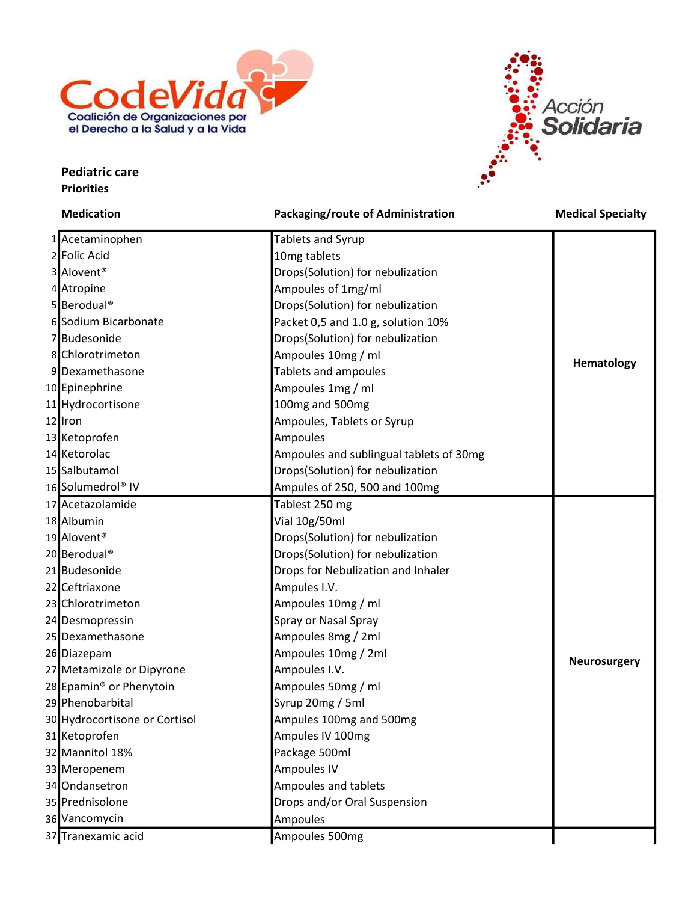CodeVida
Coalición de Organizaciones por el Derecho a la Salud y a la Vida

Acción Solidaria

**Pediatric care**
**Priorities**

| | Medication | Packaging/route of Administration | Medical Specialty |
|---|---|---|---|
| 1 | Acetaminophen | Tablets and Syrup | Hematology |
| 2 | Folic Acid | 10mg tablets | |
| 3 | Alovent® | Drops(Solution) for nebulization | |
| 4 | Atropine | Ampoules of 1mg/ml | |
| 5 | Berodual® | Drops(Solution) for nebulization | |
| 6 | Sodium Bicarbonate | Packet 0,5 and 1.0 g, solution 10% | |
| 7 | Budesonide | Drops(Solution) for nebulization | |
| 8 | Chlorotrimeton | Ampoules 10mg / ml | |
| 9 | Dexamethasone | Tablets and ampoules | |
| 10 | Epinephrine | Ampoules 1mg / ml | |
| 11 | Hydrocortisone | 100mg and 500mg | |
| 12 | Iron | Ampoules, Tablets or Syrup | |
| 13 | Ketoprofen | Ampoules | |
| 14 | Ketorolac | Ampoules and sublingual tablets of 30mg | |
| 15 | Salbutamol | Drops(Solution) for nebulization | |
| 16 | Solumedrol® IV | Ampules of 250, 500 and 100mg | |
| 17 | Acetazolamide | Tablest 250 mg | Neurosurgery |
| 18 | Albumin | Vial 10g/50ml | |
| 19 | Alovent® | Drops(Solution) for nebulization | |
| 20 | Berodual® | Drops(Solution) for nebulization | |
| 21 | Budesonide | Drops for Nebulization and Inhaler | |
| 22 | Ceftriaxone | Ampules I.V. | |
| 23 | Chlorotrimeton | Ampoules 10mg / ml | |
| 24 | Desmopressin | Spray or Nasal Spray | |
| 25 | Dexamethasone | Ampoules 8mg / 2ml | |
| 26 | Diazepam | Ampoules 10mg / 2ml | |
| 27 | Metamizole or Dipyrone | Ampoules I.V. | |
| 28 | Epamin® or Phenytoin | Ampoules 50mg / ml | |
| 29 | Phenobarbital | Syrup 20mg / 5ml | |
| 30 | Hydrocortisone or Cortisol | Ampules 100mg and 500mg | |
| 31 | Ketoprofen | Ampules IV 100mg | |
| 32 | Mannitol 18% | Package 500ml | |
| 33 | Meropenem | Ampoules IV | |
| 34 | Ondansetron | Ampoules and tablets | |
| 35 | Prednisolone | Drops and/or Oral Suspension | |
| 36 | Vancomycin | Ampoules | |
| 37 | Tranexamic acid | Ampoules 500mg | |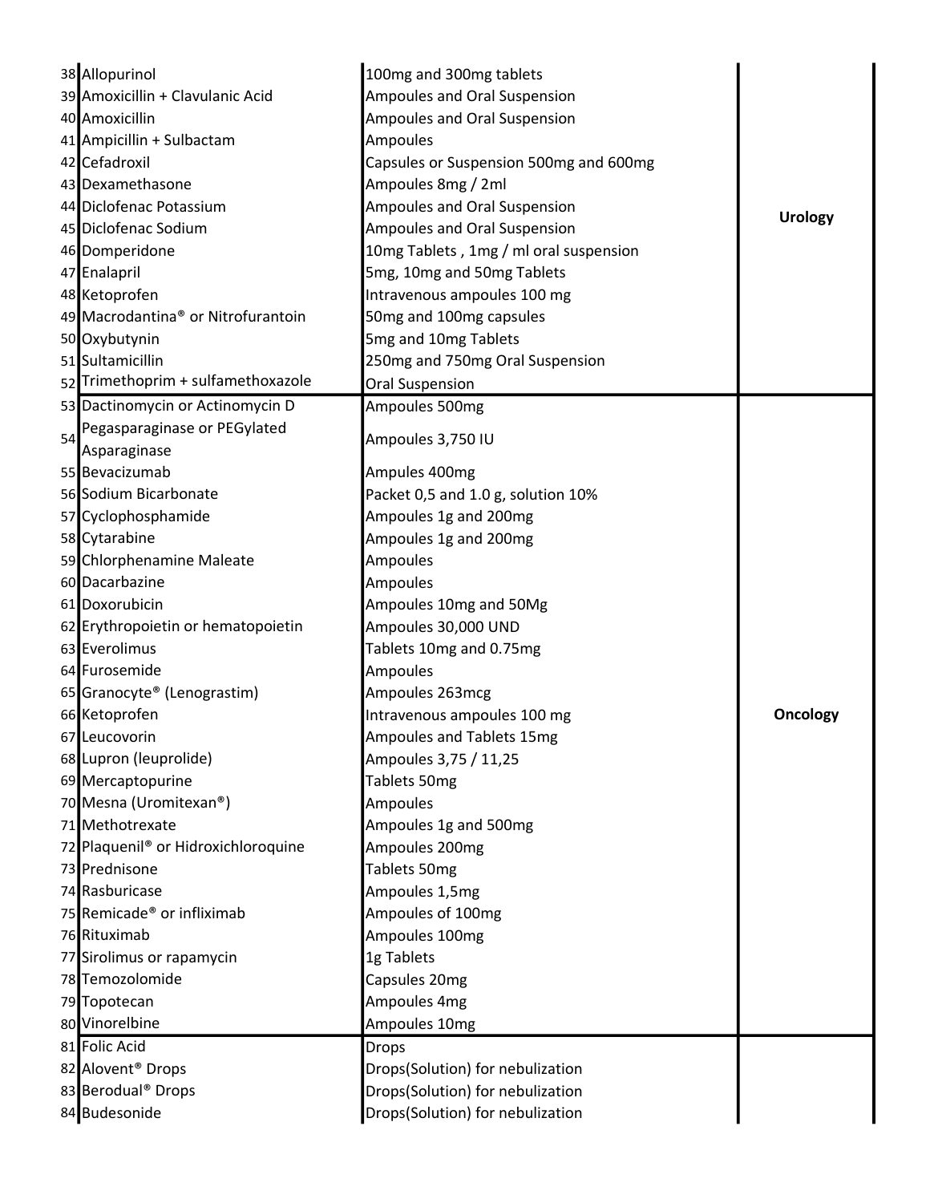| | | | |
|---|---|---|---|
| 38 | Allopurinol | 100mg and 300mg tablets | Urology |
| 39 | Amoxicillin + Clavulanic Acid | Ampoules and Oral Suspension | |
| 40 | Amoxicillin | Ampoules and Oral Suspension | |
| 41 | Ampicillin + Sulbactam | Ampoules | |
| 42 | Cefadroxil | Capsules or Suspension 500mg and 600mg | |
| 43 | Dexamethasone | Ampoules 8mg / 2ml | |
| 44 | Diclofenac Potassium | Ampoules and Oral Suspension | |
| 45 | Diclofenac Sodium | Ampoules and Oral Suspension | |
| 46 | Domperidone | 10mg Tablets , 1mg / ml oral suspension | |
| 47 | Enalapril | 5mg, 10mg and 50mg Tablets | |
| 48 | Ketoprofen | Intravenous ampoules 100 mg | |
| 49 | Macrodantina® or Nitrofurantoin | 50mg and 100mg capsules | |
| 50 | Oxybutynin | 5mg and 10mg Tablets | |
| 51 | Sultamicillin | 250mg and 750mg Oral Suspension | |
| 52 | Trimethoprim + sulfamethoxazole | Oral Suspension | |
| 53 | Dactinomycin or Actinomycin D | Ampoules 500mg | Oncology |
| 54 | Pegasparaginase or PEGylated Asparaginase | Ampoules 3,750 IU | |
| 55 | Bevacizumab | Ampules 400mg | |
| 56 | Sodium Bicarbonate | Packet 0,5 and 1.0 g, solution 10% | |
| 57 | Cyclophosphamide | Ampoules 1g and 200mg | |
| 58 | Cytarabine | Ampoules 1g and 200mg | |
| 59 | Chlorphenamine Maleate | Ampoules | |
| 60 | Dacarbazine | Ampoules | |
| 61 | Doxorubicin | Ampoules 10mg and 50Mg | |
| 62 | Erythropoietin or hematopoietin | Ampoules 30,000 UND | |
| 63 | Everolimus | Tablets 10mg and 0.75mg | |
| 64 | Furosemide | Ampoules | |
| 65 | Granocyte® (Lenograstim) | Ampoules 263mcg | |
| 66 | Ketoprofen | Intravenous ampoules 100 mg | |
| 67 | Leucovorin | Ampoules and Tablets 15mg | |
| 68 | Lupron (leuprolide) | Ampoules 3,75 / 11,25 | |
| 69 | Mercaptopurine | Tablets 50mg | |
| 70 | Mesna (Uromitexan®) | Ampoules | |
| 71 | Methotrexate | Ampoules 1g and 500mg | |
| 72 | Plaquenil® or Hidroxichloroquine | Ampoules 200mg | |
| 73 | Prednisone | Tablets 50mg | |
| 74 | Rasburicase | Ampoules 1,5mg | |
| 75 | Remicade® or infliximab | Ampoules of 100mg | |
| 76 | Rituximab | Ampoules 100mg | |
| 77 | Sirolimus or rapamycin | 1g Tablets | |
| 78 | Temozolomide | Capsules 20mg | |
| 79 | Topotecan | Ampoules 4mg | |
| 80 | Vinorelbine | Ampoules 10mg | |
| 81 | Folic Acid | Drops | |
| 82 | Alovent® Drops | Drops(Solution) for nebulization | |
| 83 | Berodual® Drops | Drops(Solution) for nebulization | |
| 84 | Budesonide | Drops(Solution) for nebulization | |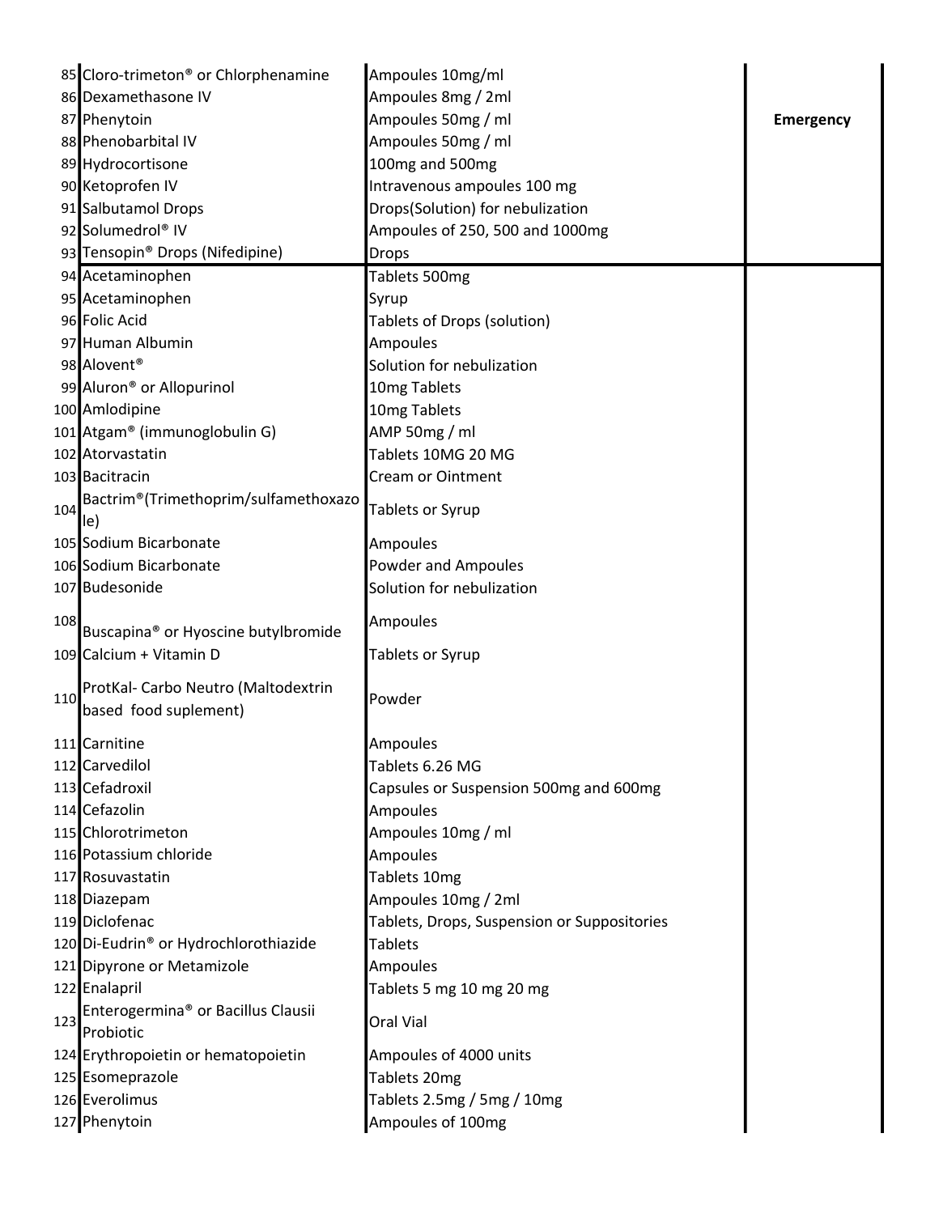| | | | |
|---|---|---|---|
| 85 | Cloro-trimeton® or Chlorphenamine | Ampoules 10mg/ml | |
| 86 | Dexamethasone IV | Ampoules 8mg / 2ml | |
| 87 | Phenytoin | Ampoules 50mg / ml | **Emergency** |
| 88 | Phenobarbital IV | Ampoules 50mg / ml | |
| 89 | Hydrocortisone | 100mg and 500mg | |
| 90 | Ketoprofen IV | Intravenous ampoules 100 mg | |
| 91 | Salbutamol Drops | Drops(Solution) for nebulization | |
| 92 | Solumedrol® IV | Ampoules of 250, 500 and 1000mg | |
| 93 | Tensopin® Drops (Nifedipine) | Drops | |
| 94 | Acetaminophen | Tablets 500mg | |
| 95 | Acetaminophen | Syrup | |
| 96 | Folic Acid | Tablets of Drops (solution) | |
| 97 | Human Albumin | Ampoules | |
| 98 | Alovent® | Solution for nebulization | |
| 99 | Aluron® or Allopurinol | 10mg Tablets | |
| 100 | Amlodipine | 10mg Tablets | |
| 101 | Atgam® (immunoglobulin G) | AMP 50mg / ml | |
| 102 | Atorvastatin | Tablets 10MG 20 MG | |
| 103 | Bacitracin | Cream or Ointment | |
| 104 | Bactrim®(Trimethoprim/sulfamethoxazole) | Tablets or Syrup | |
| 105 | Sodium Bicarbonate | Ampoules | |
| 106 | Sodium Bicarbonate | Powder and Ampoules | |
| 107 | Budesonide | Solution for nebulization | |
| 108 | Buscapina® or Hyoscine butylbromide | Ampoules | |
| 109 | Calcium + Vitamin D | Tablets or Syrup | |
| 110 | ProtKal- Carbo Neutro (Maltodextrin based food suplement) | Powder | |
| 111 | Carnitine | Ampoules | |
| 112 | Carvedilol | Tablets 6.26 MG | |
| 113 | Cefadroxil | Capsules or Suspension 500mg and 600mg | |
| 114 | Cefazolin | Ampoules | |
| 115 | Chlorotrimeton | Ampoules 10mg / ml | |
| 116 | Potassium chloride | Ampoules | |
| 117 | Rosuvastatin | Tablets 10mg | |
| 118 | Diazepam | Ampoules 10mg / 2ml | |
| 119 | Diclofenac | Tablets, Drops, Suspension or Suppositories | |
| 120 | Di-Eudrin® or Hydrochlorothiazide | Tablets | |
| 121 | Dipyrone or Metamizole | Ampoules | |
| 122 | Enalapril | Tablets 5 mg 10 mg 20 mg | |
| 123 | Enterogermina® or Bacillus Clausii Probiotic | Oral Vial | |
| 124 | Erythropoietin or hematopoietin | Ampoules of 4000 units | |
| 125 | Esomeprazole | Tablets 20mg | |
| 126 | Everolimus | Tablets 2.5mg / 5mg / 10mg | |
| 127 | Phenytoin | Ampoules of 100mg | |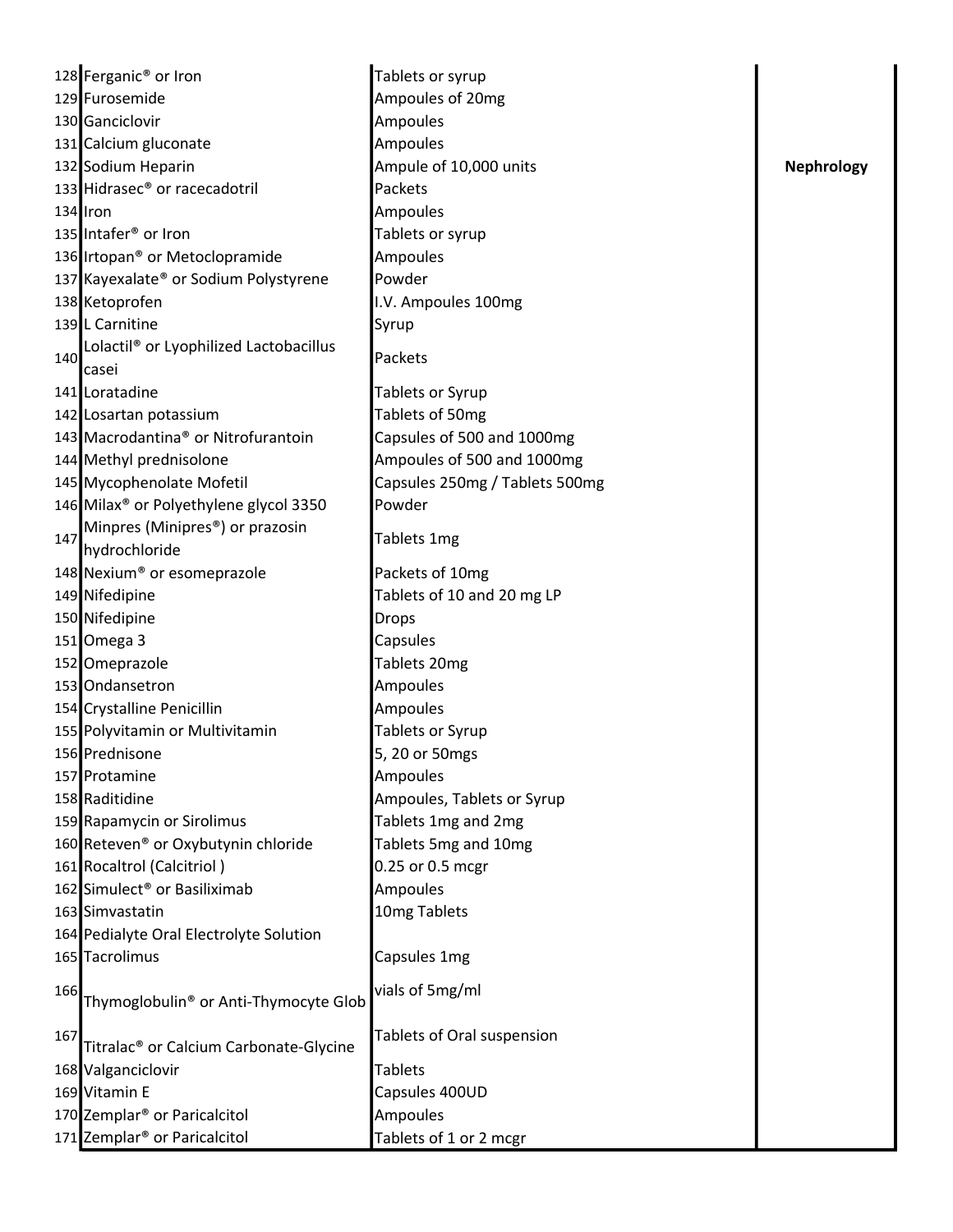| | | | |
|---|---|---|---|
| 128 | Ferganic® or Iron | Tablets or syrup | |
| 129 | Furosemide | Ampoules of 20mg | |
| 130 | Ganciclovir | Ampoules | |
| 131 | Calcium gluconate | Ampoules | |
| 132 | Sodium Heparin | Ampule of 10,000 units | **Nephrology** |
| 133 | Hidrasec® or racecadotril | Packets | |
| 134 | Iron | Ampoules | |
| 135 | Intafer® or Iron | Tablets or syrup | |
| 136 | Irtopan® or Metoclopramide | Ampoules | |
| 137 | Kayexalate® or Sodium Polystyrene | Powder | |
| 138 | Ketoprofen | I.V. Ampoules 100mg | |
| 139 | L Carnitine | Syrup | |
| 140 | Lolactil® or Lyophilized Lactobacillus casei | Packets | |
| 141 | Loratadine | Tablets or Syrup | |
| 142 | Losartan potassium | Tablets of 50mg | |
| 143 | Macrodantina® or Nitrofurantoin | Capsules of 500 and 1000mg | |
| 144 | Methyl prednisolone | Ampoules of 500 and 1000mg | |
| 145 | Mycophenolate Mofetil | Capsules 250mg / Tablets 500mg | |
| 146 | Milax® or Polyethylene glycol 3350 | Powder | |
| 147 | Minpres (Minipres®) or prazosin hydrochloride | Tablets 1mg | |
| 148 | Nexium® or esomeprazole | Packets of 10mg | |
| 149 | Nifedipine | Tablets of 10 and 20 mg LP | |
| 150 | Nifedipine | Drops | |
| 151 | Omega 3 | Capsules | |
| 152 | Omeprazole | Tablets 20mg | |
| 153 | Ondansetron | Ampoules | |
| 154 | Crystalline Penicillin | Ampoules | |
| 155 | Polyvitamin or Multivitamin | Tablets or Syrup | |
| 156 | Prednisone | 5, 20 or 50mgs | |
| 157 | Protamine | Ampoules | |
| 158 | Raditidine | Ampoules, Tablets or Syrup | |
| 159 | Rapamycin or Sirolimus | Tablets 1mg and 2mg | |
| 160 | Reteven® or Oxybutynin chloride | Tablets 5mg and 10mg | |
| 161 | Rocaltrol (Calcitriol ) | 0.25 or 0.5 mcgr | |
| 162 | Simulect® or Basiliximab | Ampoules | |
| 163 | Simvastatin | 10mg Tablets | |
| 164 | Pedialyte Oral Electrolyte Solution | | |
| 165 | Tacrolimus | Capsules 1mg | |
| 166 | Thymoglobulin® or Anti-Thymocyte Glob | vials of 5mg/ml | |
| 167 | Titralac® or Calcium Carbonate-Glycine | Tablets of Oral suspension | |
| 168 | Valganciclovir | Tablets | |
| 169 | Vitamin E | Capsules 400UD | |
| 170 | Zemplar® or Paricalcitol | Ampoules | |
| 171 | Zemplar® or Paricalcitol | Tablets of 1 or 2 mcgr | |